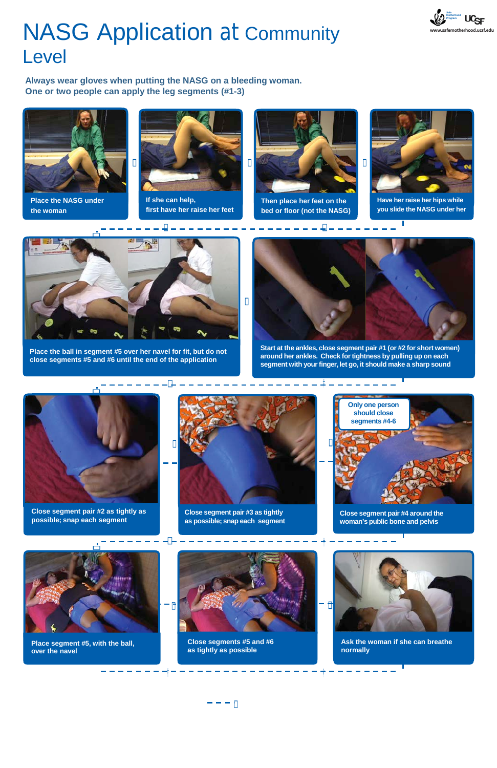# NASG Application at Community Level

**Always wear gloves when putting the NASG on a bleeding woman.**
**One or two people can apply the leg segments (#1-3)**

Place the NASG under the woman

If she can help, first have her raise her feet

Then place her feet on the bed or floor (not the NASG)

Have her raise her hips while you slide the NASG under her

Place the ball in segment #5 over her navel for fit, but do not close segments #5 and #6 until the end of the application

Start at the ankles, close segment pair #1 (or #2 for short women) around her ankles. Check for tightness by pulling up on each segment with your finger, let go, it should make a sharp sound

Close segment pair #2 as tightly as possible; snap each segment

Close segment pair #3 as tightly as possible; snap each segment

Only one person should close segments #4-6

Close segment pair #4 around the woman's public bone and pelvis

Place segment #5, with the ball, over the navel

Close segments #5 and #6 as tightly as possible

Ask the woman if she can breathe normally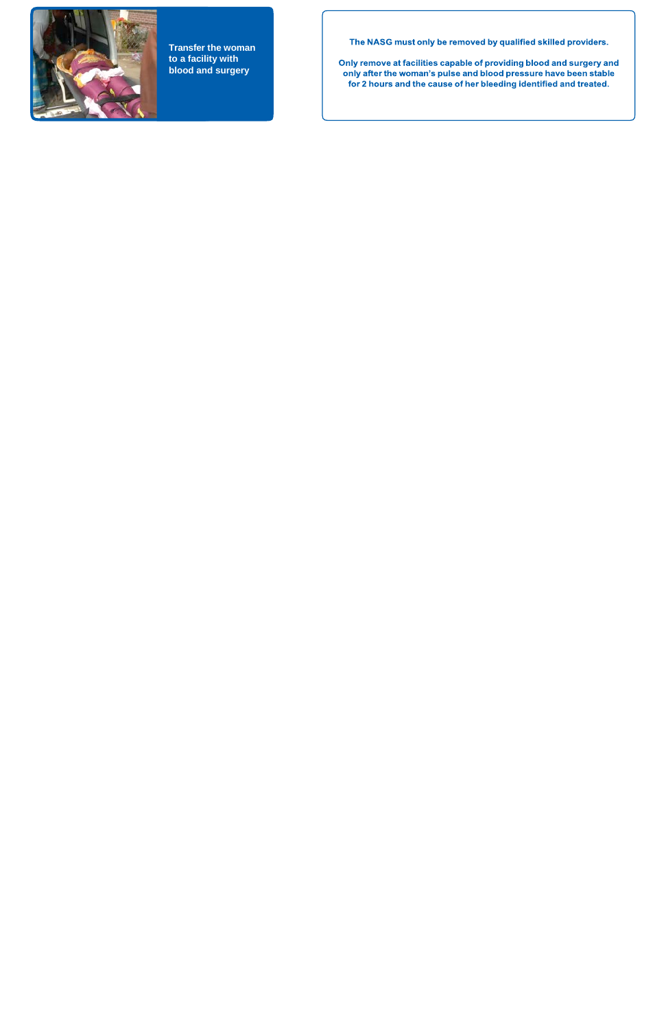Transfer the woman to a facility with blood and surgery

The NASG must only be removed by qualified skilled providers.

Only remove at facilities capable of providing blood and surgery and only after the woman's pulse and blood pressure have been stable for 2 hours and the cause of her bleeding identified and treated.